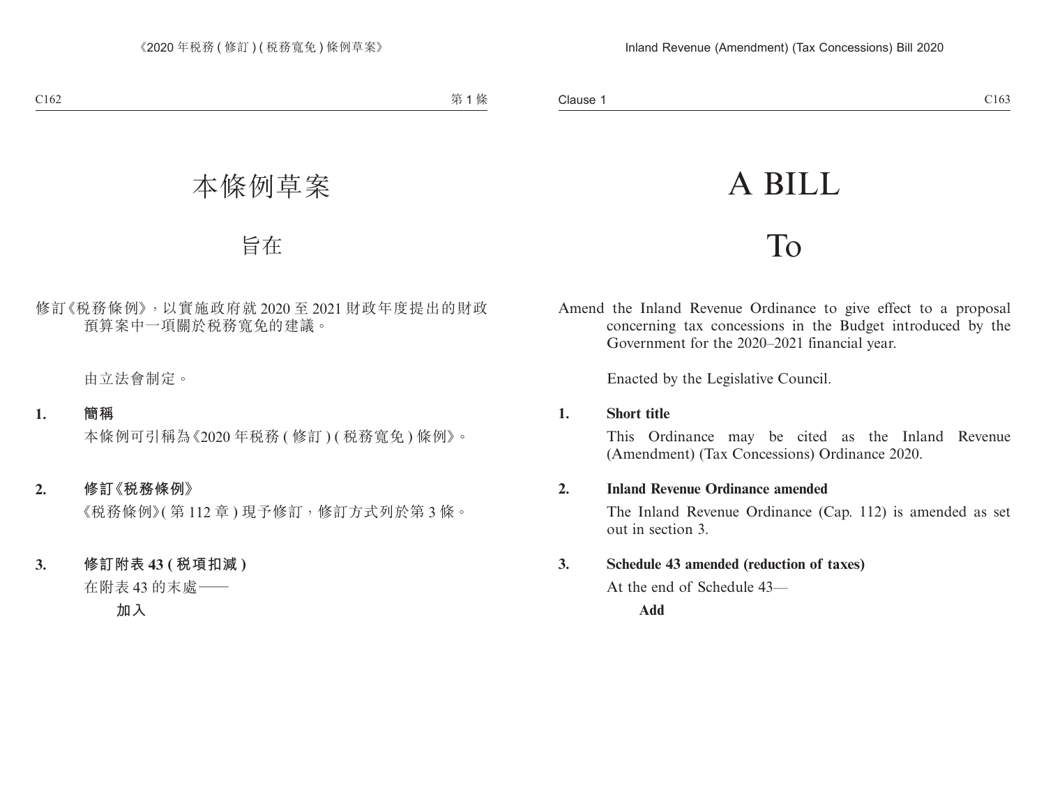# 本條例草案

# 旨在

修訂《稅務條例》，以實施政府就 2020 至 2021 財政年度提出的財政預算案中一項關於稅務寬免的建議。

由立法會制定。

**1. 簡稱**

本條例可引稱為《2020 年稅務 ( 修訂 ) ( 稅務寬免 ) 條例》。

**2. 修訂《稅務條例》**

《稅務條例》( 第 112 章 ) 現予修訂，修訂方式列於第 3 條。

**3. 修訂附表 43 ( 稅項扣減 )**

在附表 43 的末處——

**加入**

# A BILL

# To

Amend the Inland Revenue Ordinance to give effect to a proposal concerning tax concessions in the Budget introduced by the Government for the 2020–2021 financial year.

Enacted by the Legislative Council.

**1. Short title**

This Ordinance may be cited as the Inland Revenue (Amendment) (Tax Concessions) Ordinance 2020.

**2. Inland Revenue Ordinance amended**

The Inland Revenue Ordinance (Cap. 112) is amended as set out in section 3.

**3. Schedule 43 amended (reduction of taxes)**

At the end of Schedule 43—

**Add**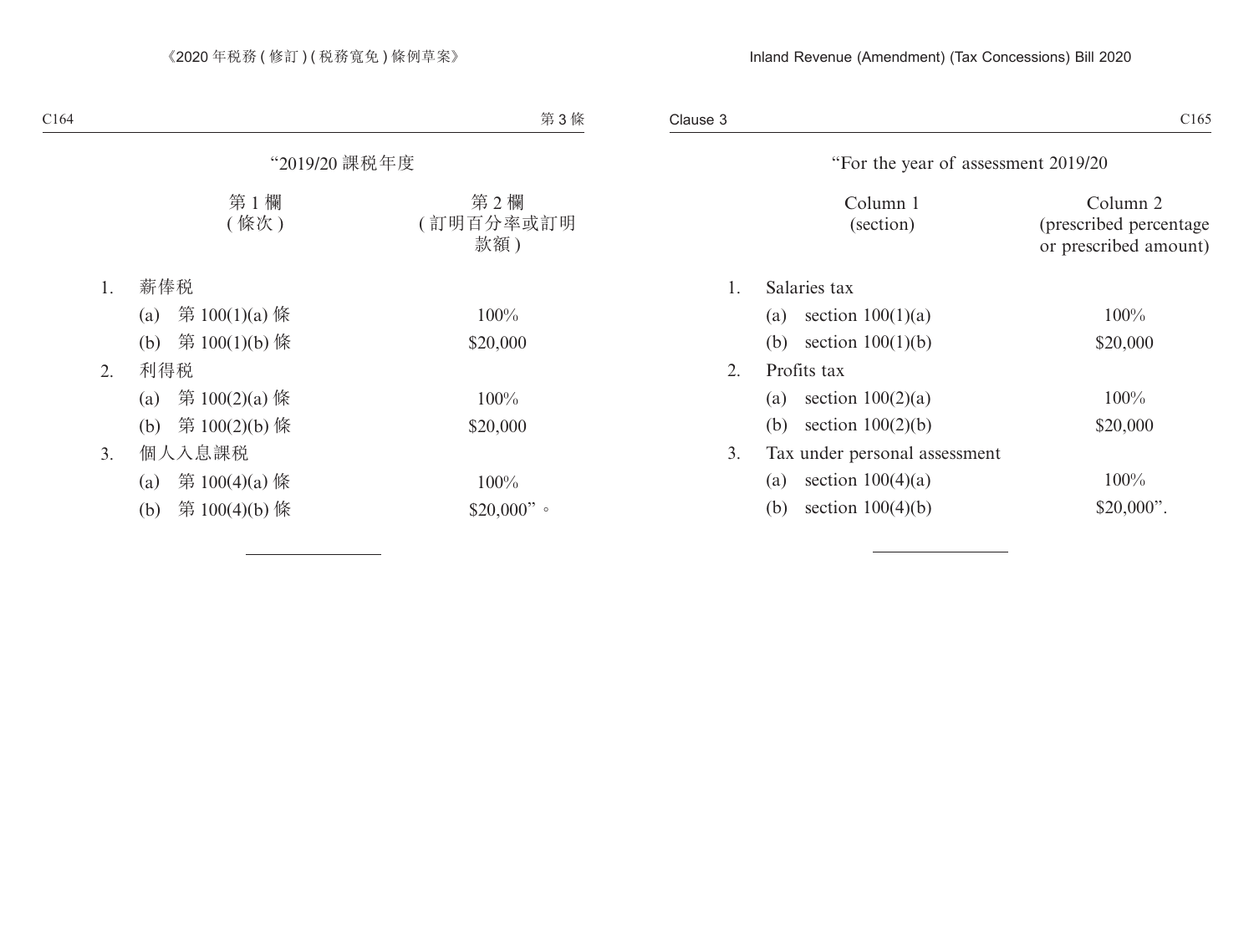“2019/20 課稅年度

| | 第 1 欄<br>( 條次 ) | 第 2 欄<br>( 訂明百分率或訂明款額 ) |
|---|---|---|
| 1. | 薪俸稅 | |
| | (a) 第 100(1)(a) 條 | 100% |
| | (b) 第 100(1)(b) 條 | $20,000 |
| 2. | 利得稅 | |
| | (a) 第 100(2)(a) 條 | 100% |
| | (b) 第 100(2)(b) 條 | $20,000 |
| 3. | 個人入息課稅 | |
| | (a) 第 100(4)(a) 條 | 100% |
| | (b) 第 100(4)(b) 條 | $20,000” 。 |

---

“For the year of assessment 2019/20

| | Column 1<br>(section) | Column 2<br>(prescribed percentage or prescribed amount) |
|---|---|---|
| 1. | Salaries tax | |
| | (a) section 100(1)(a) | 100% |
| | (b) section 100(1)(b) | $20,000 |
| 2. | Profits tax | |
| | (a) section 100(2)(a) | 100% |
| | (b) section 100(2)(b) | $20,000 |
| 3. | Tax under personal assessment | |
| | (a) section 100(4)(a) | 100% |
| | (b) section 100(4)(b) | $20,000”. |

---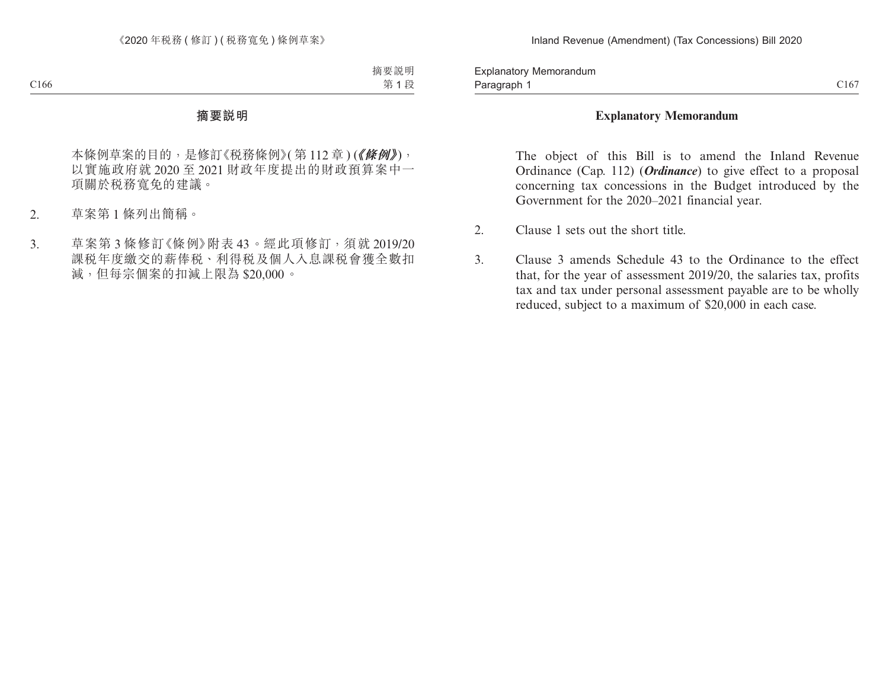# 摘要說明

本條例草案的目的，是修訂《稅務條例》(第112章) (***《條例》***)，以實施政府就2020至2021財政年度提出的財政預算案中一項關於稅務寬免的建議。

2. 草案第1條列出簡稱。

3. 草案第3條修訂《條例》附表43。經此項修訂，須就2019/20課稅年度繳交的薪俸稅、利得稅及個人入息課稅會獲全數扣減，但每宗個案的扣減上限為$20,000。

# Explanatory Memorandum

The object of this Bill is to amend the Inland Revenue Ordinance (Cap. 112) (***Ordinance***) to give effect to a proposal concerning tax concessions in the Budget introduced by the Government for the 2020–2021 financial year.

2. Clause 1 sets out the short title.

3. Clause 3 amends Schedule 43 to the Ordinance to the effect that, for the year of assessment 2019/20, the salaries tax, profits tax and tax under personal assessment payable are to be wholly reduced, subject to a maximum of $20,000 in each case.